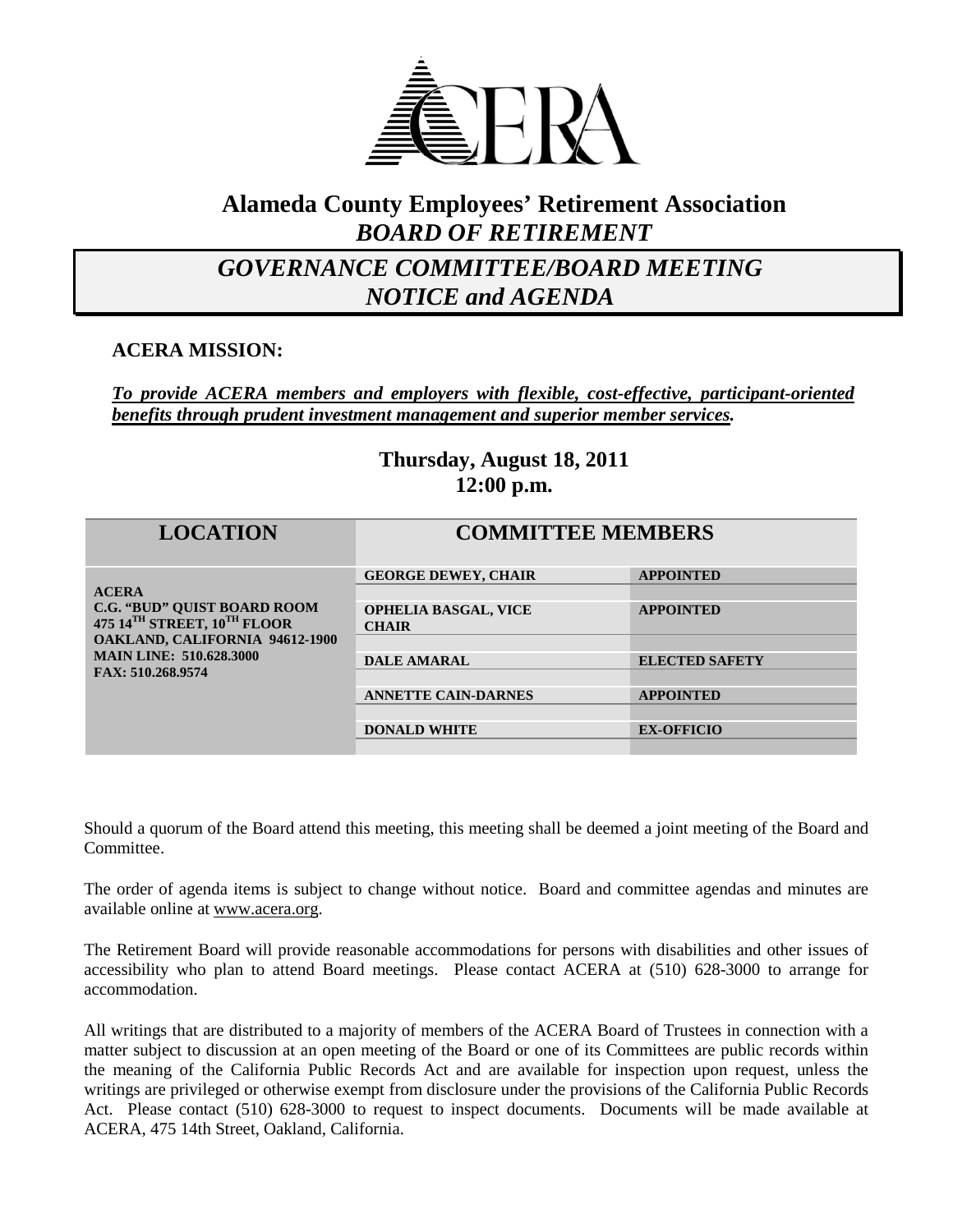# Alameda County Employees' Retirement Association
## *BOARD OF RETIREMENT*

## *GOVERNANCE COMMITTEE/BOARD MEETING NOTICE and AGENDA*

### ACERA MISSION:

***To provide ACERA members and employers with flexible, cost-effective, participant-oriented benefits through prudent investment management and superior member services.***

**Thursday, August 18, 2011**
**12:00 p.m.**

| LOCATION | COMMITTEE MEMBERS | |
|---|---|---|
| **ACERA**<br>**C.G. "BUD" QUIST BOARD ROOM**<br>**475 14TH STREET, 10TH FLOOR**<br>**OAKLAND, CALIFORNIA 94612-1900**<br>**MAIN LINE: 510.628.3000**<br>**FAX: 510.268.9574** | **GEORGE DEWEY, CHAIR** | **APPOINTED** |
| | **OPHELIA BASGAL, VICE CHAIR** | **APPOINTED** |
| | **DALE AMARAL** | **ELECTED SAFETY** |
| | **ANNETTE CAIN-DARNES** | **APPOINTED** |
| | **DONALD WHITE** | **EX-OFFICIO** |

Should a quorum of the Board attend this meeting, this meeting shall be deemed a joint meeting of the Board and Committee.

The order of agenda items is subject to change without notice. Board and committee agendas and minutes are available online at www.acera.org.

The Retirement Board will provide reasonable accommodations for persons with disabilities and other issues of accessibility who plan to attend Board meetings. Please contact ACERA at (510) 628-3000 to arrange for accommodation.

All writings that are distributed to a majority of members of the ACERA Board of Trustees in connection with a matter subject to discussion at an open meeting of the Board or one of its Committees are public records within the meaning of the California Public Records Act and are available for inspection upon request, unless the writings are privileged or otherwise exempt from disclosure under the provisions of the California Public Records Act. Please contact (510) 628-3000 to request to inspect documents. Documents will be made available at ACERA, 475 14th Street, Oakland, California.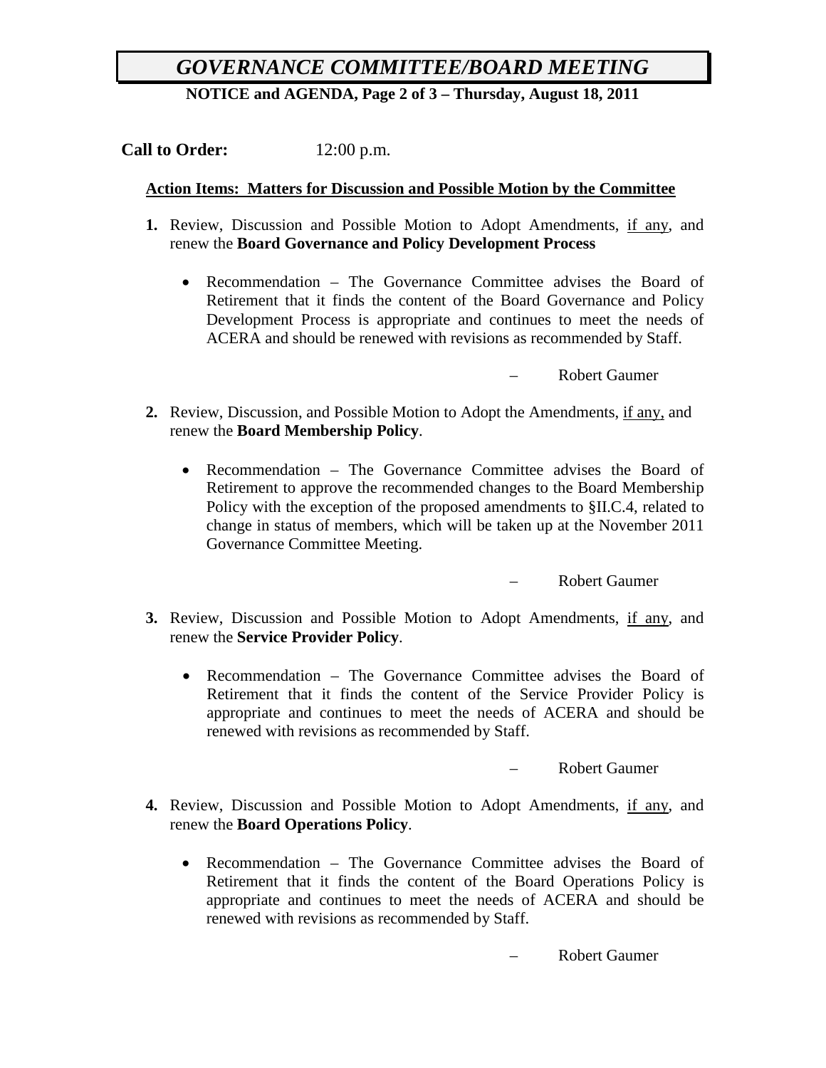# *GOVERNANCE COMMITTEE/BOARD MEETING*

**NOTICE and AGENDA, Page 2 of 3 – Thursday, August 18, 2011**

**Call to Order:** 12:00 p.m.

**Action Items: Matters for Discussion and Possible Motion by the Committee**

**1.** Review, Discussion and Possible Motion to Adopt Amendments, <u>if any</u>, and renew the **Board Governance and Policy Development Process**

- Recommendation – The Governance Committee advises the Board of Retirement that it finds the content of the Board Governance and Policy Development Process is appropriate and continues to meet the needs of ACERA and should be renewed with revisions as recommended by Staff.

– Robert Gaumer

**2.** Review, Discussion, and Possible Motion to Adopt the Amendments, <u>if any,</u> and renew the **Board Membership Policy**.

- Recommendation – The Governance Committee advises the Board of Retirement to approve the recommended changes to the Board Membership Policy with the exception of the proposed amendments to §II.C.4, related to change in status of members, which will be taken up at the November 2011 Governance Committee Meeting.

– Robert Gaumer

**3.** Review, Discussion and Possible Motion to Adopt Amendments, <u>if any</u>, and renew the **Service Provider Policy**.

- Recommendation – The Governance Committee advises the Board of Retirement that it finds the content of the Service Provider Policy is appropriate and continues to meet the needs of ACERA and should be renewed with revisions as recommended by Staff.

– Robert Gaumer

**4.** Review, Discussion and Possible Motion to Adopt Amendments, <u>if any</u>, and renew the **Board Operations Policy**.

- Recommendation – The Governance Committee advises the Board of Retirement that it finds the content of the Board Operations Policy is appropriate and continues to meet the needs of ACERA and should be renewed with revisions as recommended by Staff.

– Robert Gaumer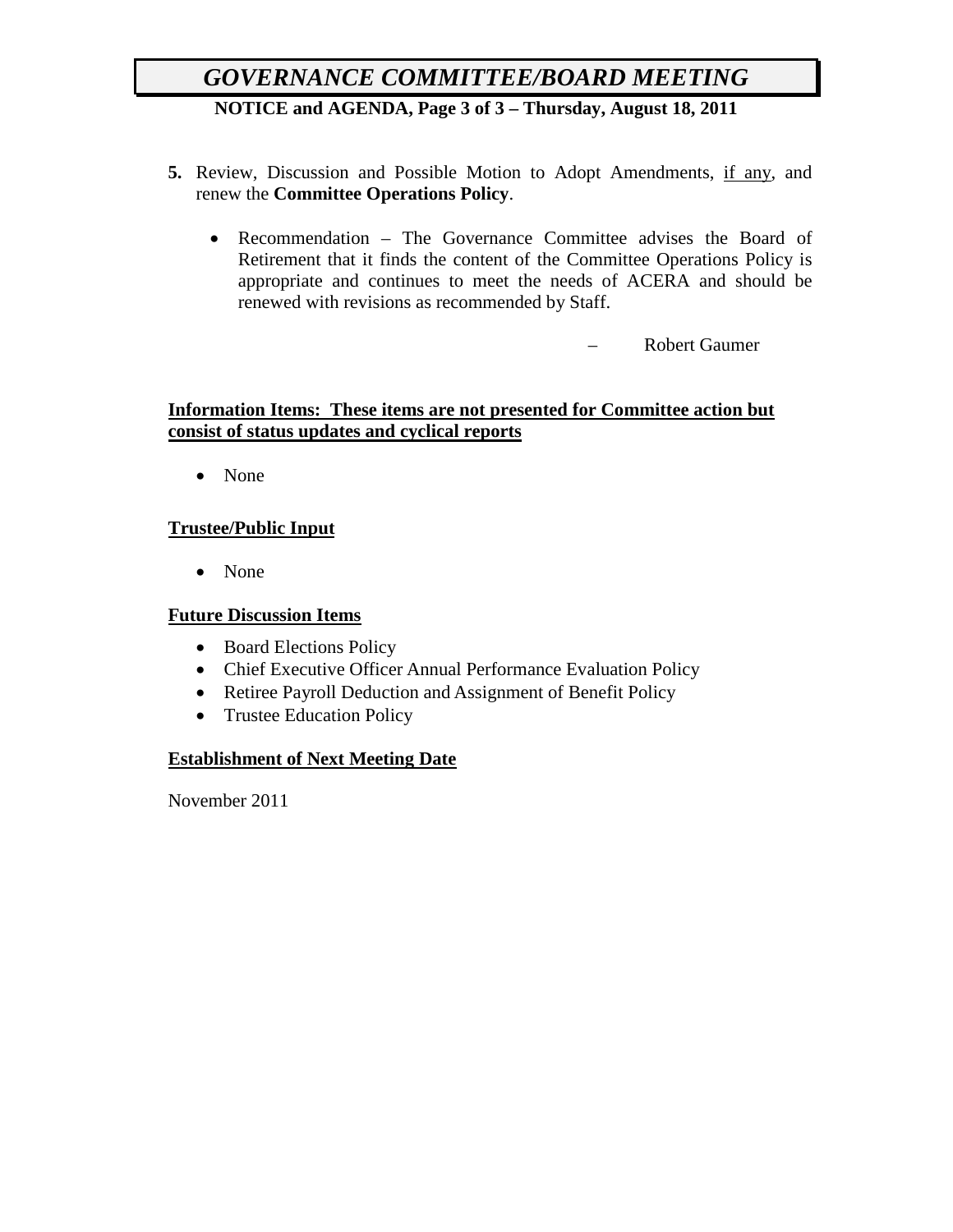**5.** Review, Discussion and Possible Motion to Adopt Amendments, <u>if any</u>, and renew the **Committee Operations Policy**.

- Recommendation – The Governance Committee advises the Board of Retirement that it finds the content of the Committee Operations Policy is appropriate and continues to meet the needs of ACERA and should be renewed with revisions as recommended by Staff.

– Robert Gaumer

**<u>Information Items: These items are not presented for Committee action but consist of status updates and cyclical reports</u>**

- None

**<u>Trustee/Public Input</u>**

- None

**<u>Future Discussion Items</u>**

- Board Elections Policy
- Chief Executive Officer Annual Performance Evaluation Policy
- Retiree Payroll Deduction and Assignment of Benefit Policy
- Trustee Education Policy

**<u>Establishment of Next Meeting Date</u>**

November 2011